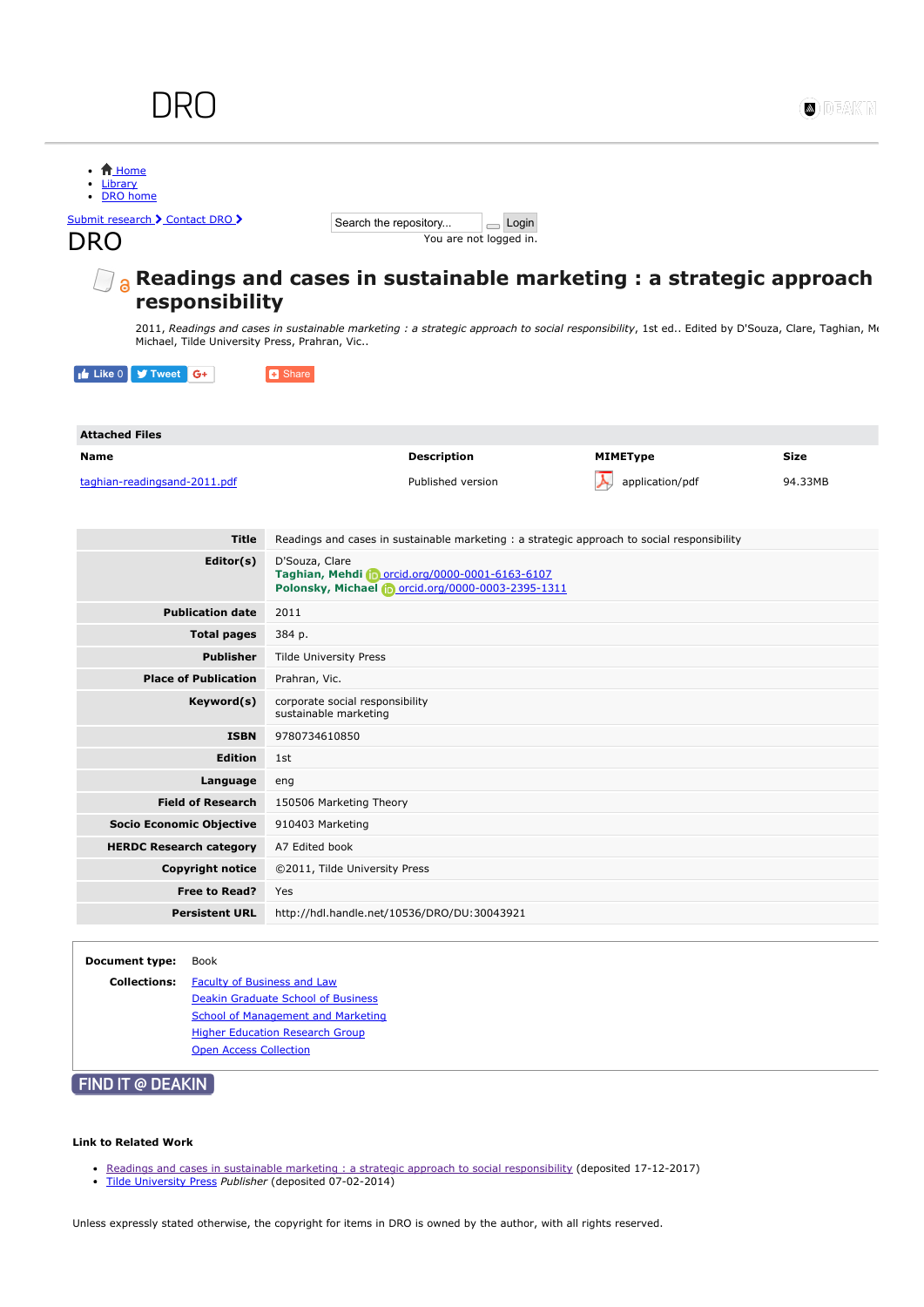DRO

- Home
- Library
- DRO home

Submit research Contact DRO

Search the repository... Login

You are not logged in.

# DRO

## Readings and cases in sustainable marketing : a strategic approach responsibility

2011, *Readings and cases in sustainable marketing : a strategic approach to social responsibility*, 1st ed.. Edited by D'Souza, Clare, Taghian, Me Michael, Tilde University Press, Prahran, Vic..

Like 0 Tweet G+ Share

**Attached Files**

| Name | Description | MIMEType | Size |
|---|---|---|---|
| taghian-readingsand-2011.pdf | Published version | application/pdf | 94.33MB |

| | |
|---|---|
| **Title** | Readings and cases in sustainable marketing : a strategic approach to social responsibility |
| **Editor(s)** | D'Souza, Clare<br>**Taghian, Mehdi** orcid.org/0000-0001-6163-6107<br>**Polonsky, Michael** orcid.org/0000-0003-2395-1311 |
| **Publication date** | 2011 |
| **Total pages** | 384 p. |
| **Publisher** | Tilde University Press |
| **Place of Publication** | Prahran, Vic. |
| **Keyword(s)** | corporate social responsibility<br>sustainable marketing |
| **ISBN** | 9780734610850 |
| **Edition** | 1st |
| **Language** | eng |
| **Field of Research** | 150506 Marketing Theory |
| **Socio Economic Objective** | 910403 Marketing |
| **HERDC Research category** | A7 Edited book |
| **Copyright notice** | ©2011, Tilde University Press |
| **Free to Read?** | Yes |
| **Persistent URL** | http://hdl.handle.net/10536/DRO/DU:30043921 |

**Document type:** Book

**Collections:**
- Faculty of Business and Law
- Deakin Graduate School of Business
- School of Management and Marketing
- Higher Education Research Group
- Open Access Collection

FIND IT @ DEAKIN

**Link to Related Work**

- Readings and cases in sustainable marketing : a strategic approach to social responsibility (deposited 17-12-2017)
- Tilde University Press *Publisher* (deposited 07-02-2014)

Unless expressly stated otherwise, the copyright for items in DRO is owned by the author, with all rights reserved.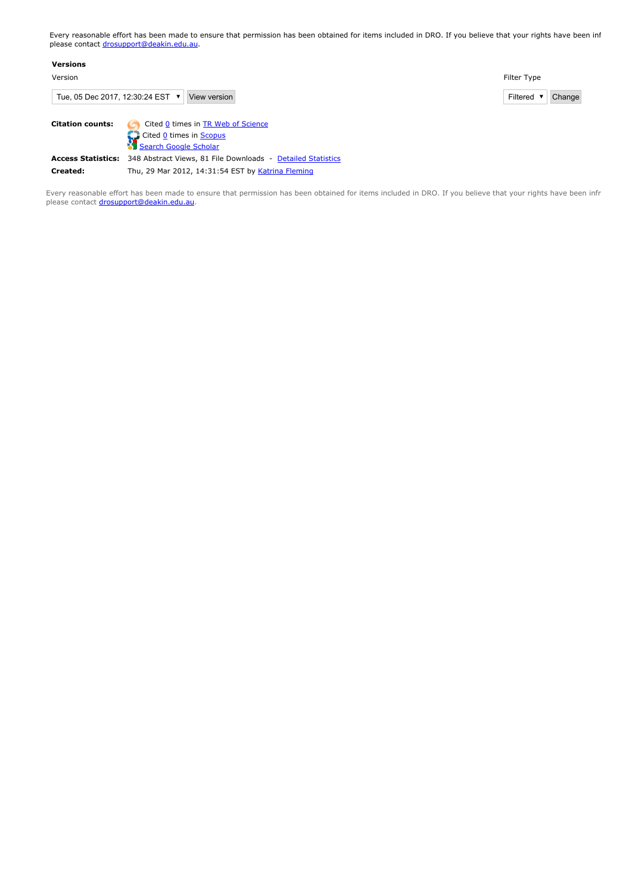Every reasonable effort has been made to ensure that permission has been obtained for items included in DRO. If you believe that your rights have been inf please contact drosupport@deakin.edu.au.

**Versions**

Version

Tue, 05 Dec 2017, 12:30:24 EST ▼ View version

Filter Type

Filtered ▼ Change

| | |
|---|---|
| **Citation counts:** | Cited 0 times in TR Web of Science<br>Cited 0 times in Scopus<br>Search Google Scholar |
| **Access Statistics:** | 348 Abstract Views, 81 File Downloads - Detailed Statistics |
| **Created:** | Thu, 29 Mar 2012, 14:31:54 EST by Katrina Fleming |

Every reasonable effort has been made to ensure that permission has been obtained for items included in DRO. If you believe that your rights have been infr please contact drosupport@deakin.edu.au.